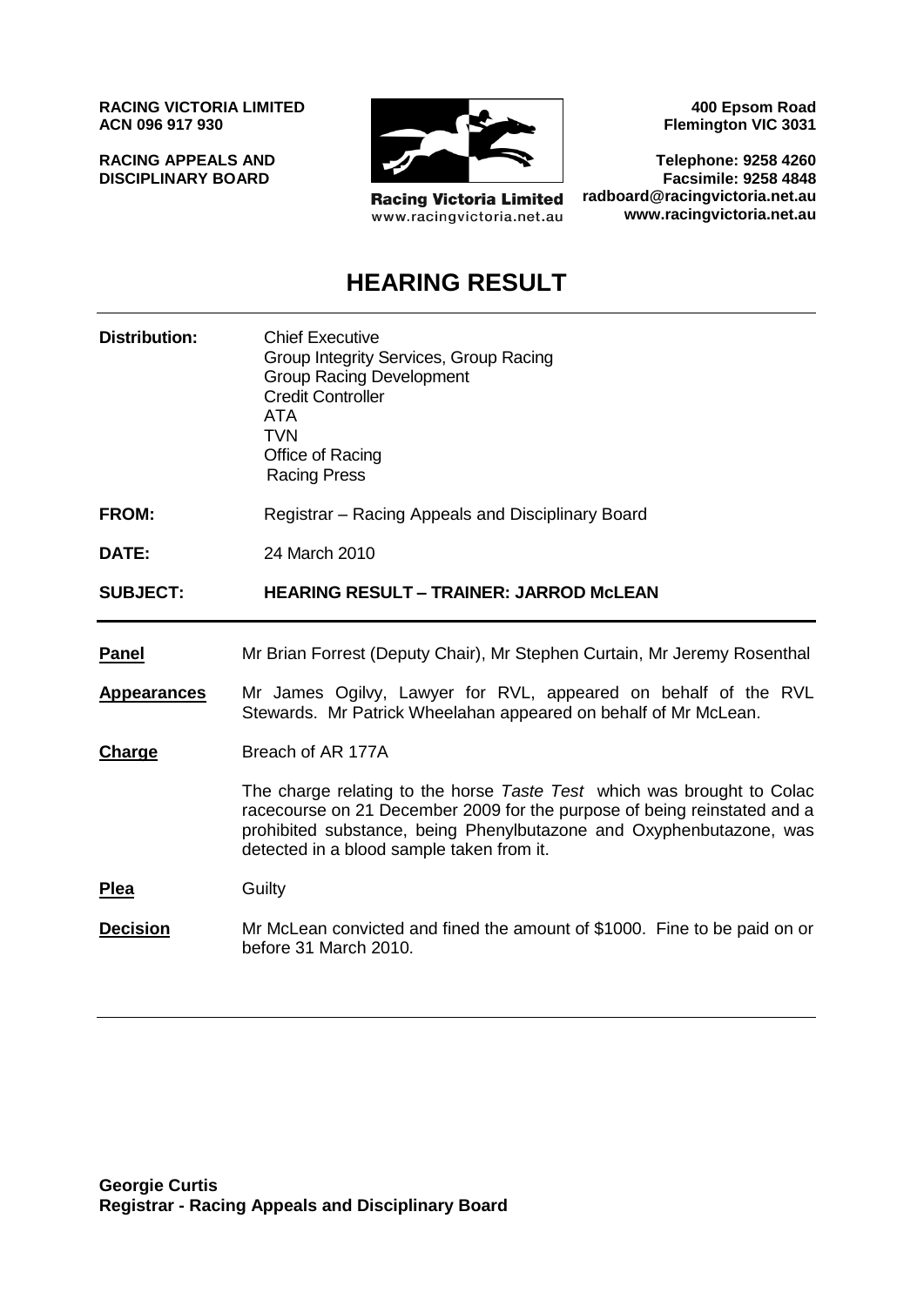**RACING VICTORIA LIMITED**
**ACN 096 917 930**

**RACING APPEALS AND DISCIPLINARY BOARD**

Racing Victoria Limited
www.racingvictoria.net.au

**400 Epsom Road**
**Flemington VIC 3031**

**Telephone: 9258 4260**
**Facsimile: 9258 4848**
**radboard@racingvictoria.net.au**
**www.racingvictoria.net.au**

# HEARING RESULT

| | |
|---|---|
| **Distribution:** | Chief Executive<br>Group Integrity Services, Group Racing<br>Group Racing Development<br>Credit Controller<br>ATA<br>TVN<br>Office of Racing<br>Racing Press |
| **FROM:** | Registrar – Racing Appeals and Disciplinary Board |
| **DATE:** | 24 March 2010 |
| **SUBJECT:** | **HEARING RESULT – TRAINER: JARROD McLEAN** |

| | |
|---|---|
| **Panel** | Mr Brian Forrest (Deputy Chair), Mr Stephen Curtain, Mr Jeremy Rosenthal |
| **Appearances** | Mr James Ogilvy, Lawyer for RVL, appeared on behalf of the RVL Stewards. Mr Patrick Wheelahan appeared on behalf of Mr McLean. |
| **Charge** | Breach of AR 177A<br><br>The charge relating to the horse *Taste Test* which was brought to Colac racecourse on 21 December 2009 for the purpose of being reinstated and a prohibited substance, being Phenylbutazone and Oxyphenbutazone, was detected in a blood sample taken from it. |
| **Plea** | Guilty |
| **Decision** | Mr McLean convicted and fined the amount of $1000. Fine to be paid on or before 31 March 2010. |

**Georgie Curtis**
**Registrar - Racing Appeals and Disciplinary Board**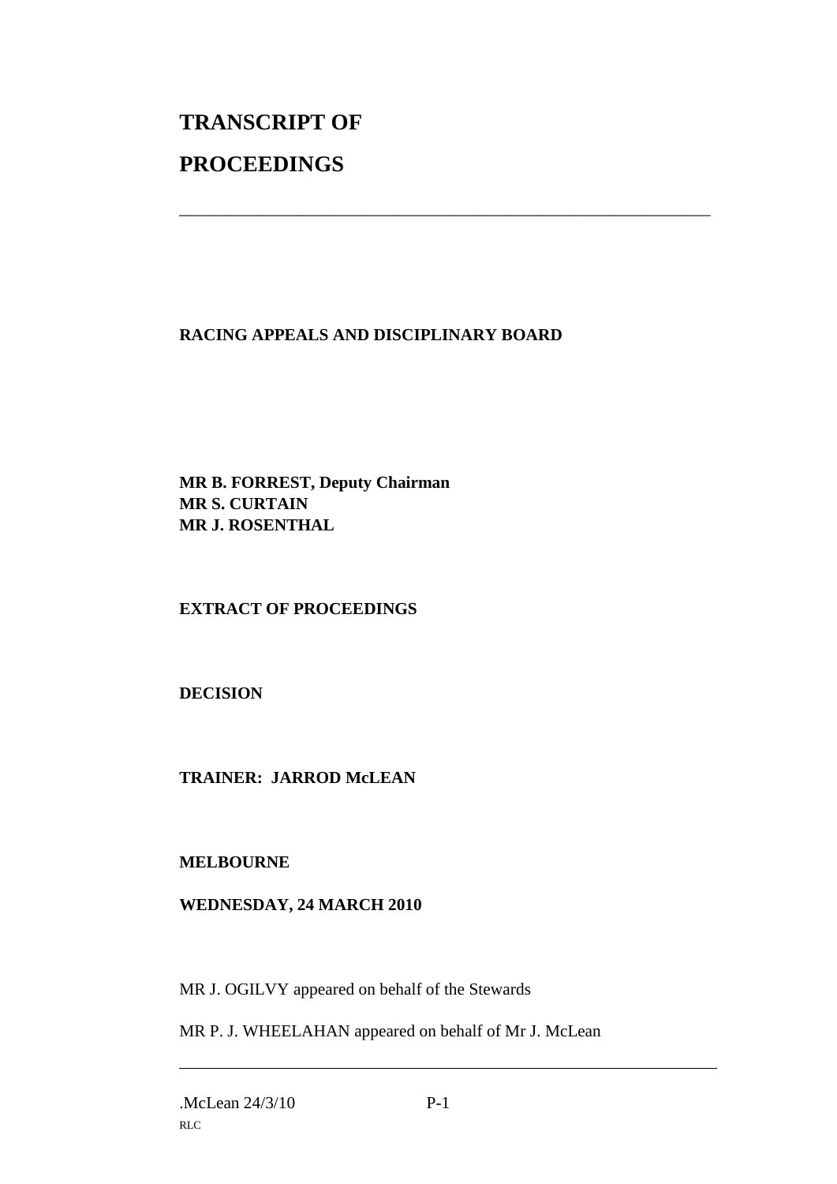# TRANSCRIPT OF

# PROCEEDINGS

---

**RACING APPEALS AND DISCIPLINARY BOARD**

**MR B. FORREST, Deputy Chairman**
**MR S. CURTAIN**
**MR J. ROSENTHAL**

**EXTRACT OF PROCEEDINGS**

**DECISION**

**TRAINER: JARROD McLEAN**

**MELBOURNE**

**WEDNESDAY, 24 MARCH 2010**

MR J. OGILVY appeared on behalf of the Stewards

MR P. J. WHEELAHAN appeared on behalf of Mr J. McLean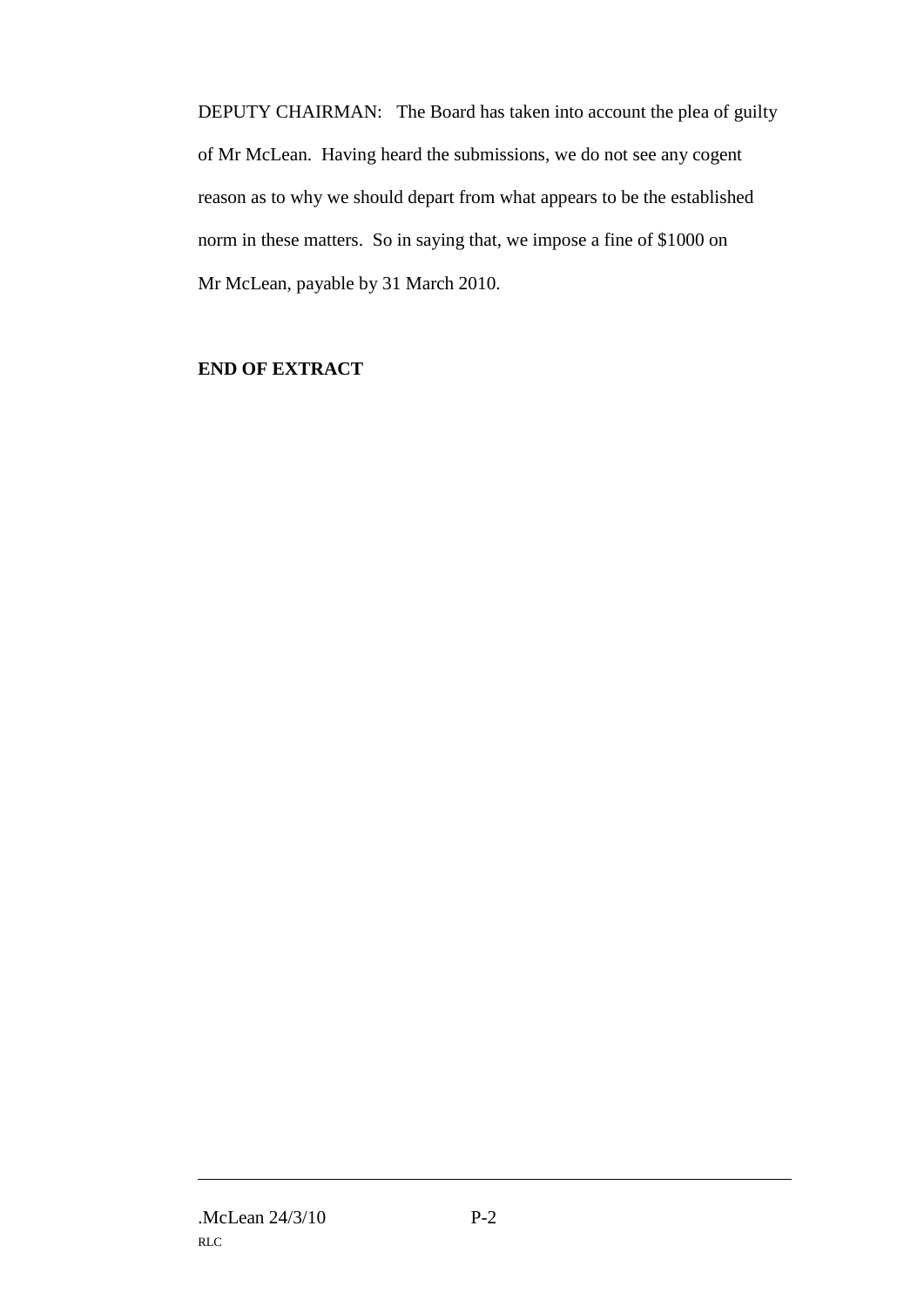DEPUTY CHAIRMAN: The Board has taken into account the plea of guilty of Mr McLean. Having heard the submissions, we do not see any cogent reason as to why we should depart from what appears to be the established norm in these matters. So in saying that, we impose a fine of $1000 on Mr McLean, payable by 31 March 2010.

**END OF EXTRACT**